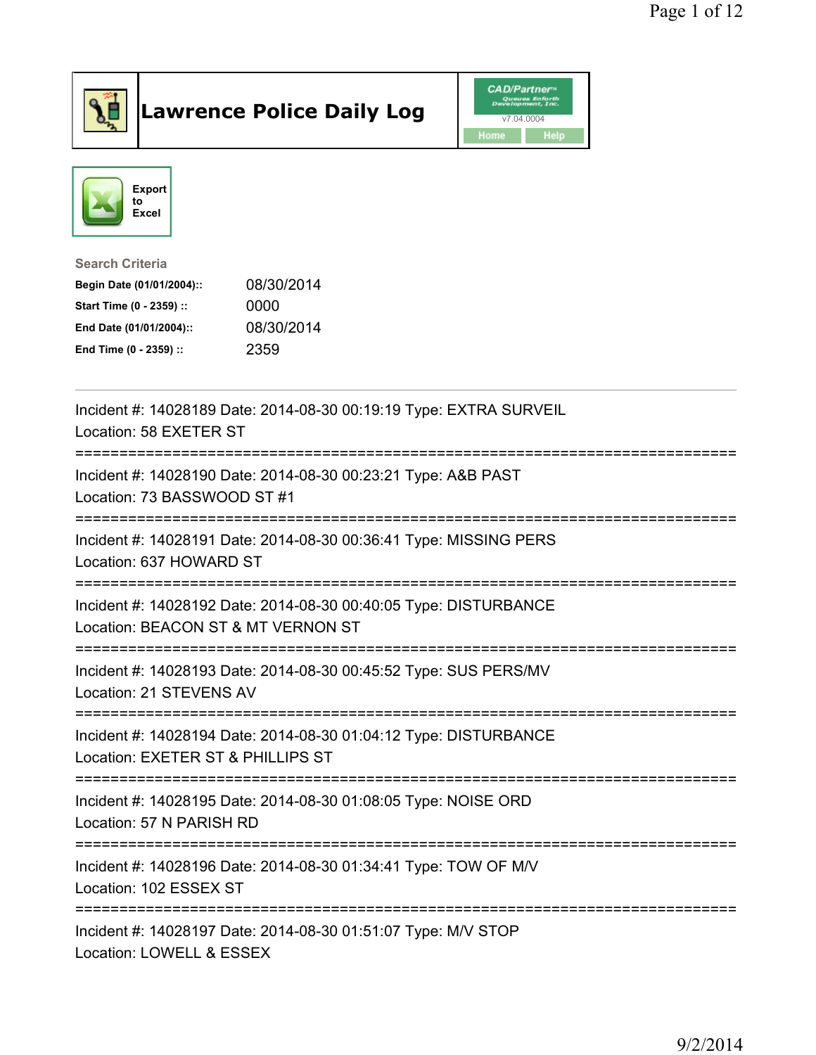# Lawrence Police Daily Log

CAD/Partner
v7.04.0004
Home Help

Export to Excel

**Search Criteria**

| | |
|---|---|
| **Begin Date (01/01/2004)::** | 08/30/2014 |
| **Start Time (0 - 2359) ::** | 0000 |
| **End Date (01/01/2004)::** | 08/30/2014 |
| **End Time (0 - 2359) ::** | 2359 |

---

Incident #: 14028189 Date: 2014-08-30 00:19:19 Type: EXTRA SURVEIL
Location: 58 EXETER ST

===========================================================================

Incident #: 14028190 Date: 2014-08-30 00:23:21 Type: A&B PAST
Location: 73 BASSWOOD ST #1

===========================================================================

Incident #: 14028191 Date: 2014-08-30 00:36:41 Type: MISSING PERS
Location: 637 HOWARD ST

===========================================================================

Incident #: 14028192 Date: 2014-08-30 00:40:05 Type: DISTURBANCE
Location: BEACON ST & MT VERNON ST

===========================================================================

Incident #: 14028193 Date: 2014-08-30 00:45:52 Type: SUS PERS/MV
Location: 21 STEVENS AV

===========================================================================

Incident #: 14028194 Date: 2014-08-30 01:04:12 Type: DISTURBANCE
Location: EXETER ST & PHILLIPS ST

===========================================================================

Incident #: 14028195 Date: 2014-08-30 01:08:05 Type: NOISE ORD
Location: 57 N PARISH RD

===========================================================================

Incident #: 14028196 Date: 2014-08-30 01:34:41 Type: TOW OF M/V
Location: 102 ESSEX ST

===========================================================================

Incident #: 14028197 Date: 2014-08-30 01:51:07 Type: M/V STOP
Location: LOWELL & ESSEX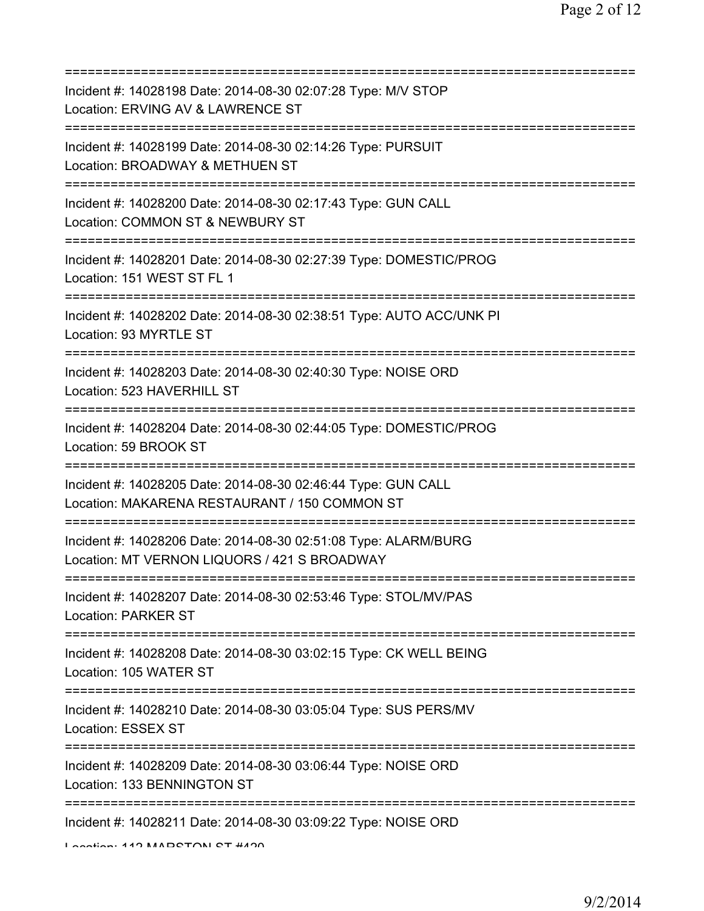===========================================================================
Incident #: 14028198 Date: 2014-08-30 02:07:28 Type: M/V STOP
Location: ERVING AV & LAWRENCE ST
===========================================================================
Incident #: 14028199 Date: 2014-08-30 02:14:26 Type: PURSUIT
Location: BROADWAY & METHUEN ST
===========================================================================
Incident #: 14028200 Date: 2014-08-30 02:17:43 Type: GUN CALL
Location: COMMON ST & NEWBURY ST
===========================================================================
Incident #: 14028201 Date: 2014-08-30 02:27:39 Type: DOMESTIC/PROG
Location: 151 WEST ST FL 1
===========================================================================
Incident #: 14028202 Date: 2014-08-30 02:38:51 Type: AUTO ACC/UNK PI
Location: 93 MYRTLE ST
===========================================================================
Incident #: 14028203 Date: 2014-08-30 02:40:30 Type: NOISE ORD
Location: 523 HAVERHILL ST
===========================================================================
Incident #: 14028204 Date: 2014-08-30 02:44:05 Type: DOMESTIC/PROG
Location: 59 BROOK ST
===========================================================================
Incident #: 14028205 Date: 2014-08-30 02:46:44 Type: GUN CALL
Location: MAKARENA RESTAURANT / 150 COMMON ST
===========================================================================
Incident #: 14028206 Date: 2014-08-30 02:51:08 Type: ALARM/BURG
Location: MT VERNON LIQUORS / 421 S BROADWAY
===========================================================================
Incident #: 14028207 Date: 2014-08-30 02:53:46 Type: STOL/MV/PAS
Location: PARKER ST
===========================================================================
Incident #: 14028208 Date: 2014-08-30 03:02:15 Type: CK WELL BEING
Location: 105 WATER ST
===========================================================================
Incident #: 14028210 Date: 2014-08-30 03:05:04 Type: SUS PERS/MV
Location: ESSEX ST
===========================================================================
Incident #: 14028209 Date: 2014-08-30 03:06:44 Type: NOISE ORD
Location: 133 BENNINGTON ST
===========================================================================
Incident #: 14028211 Date: 2014-08-30 03:09:22 Type: NOISE ORD
Location: 112 MARSTON ST #420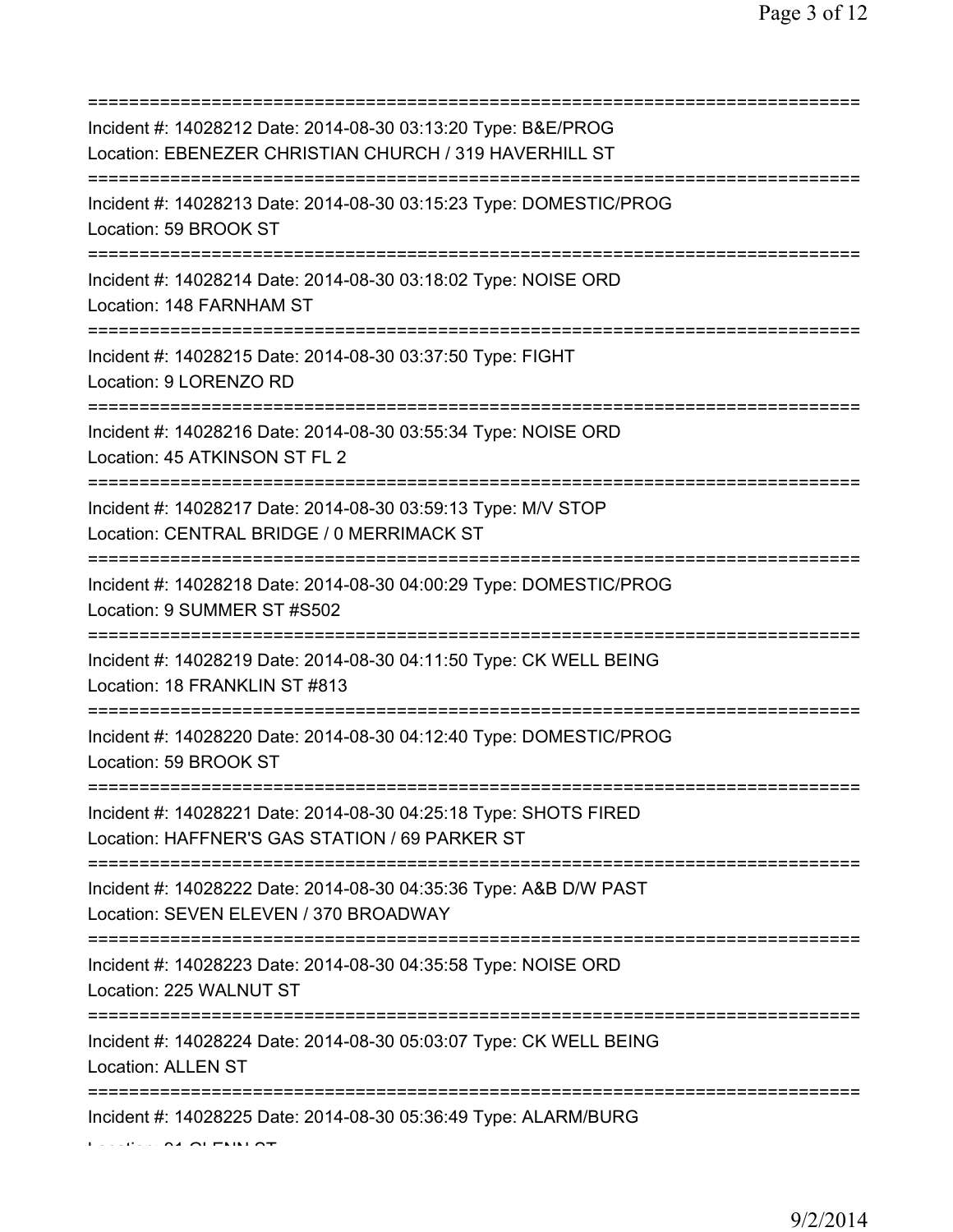===========================================================================

Incident #: 14028212 Date: 2014-08-30 03:13:20 Type: B&E/PROG
Location: EBENEZER CHRISTIAN CHURCH / 319 HAVERHILL ST

===========================================================================

Incident #: 14028213 Date: 2014-08-30 03:15:23 Type: DOMESTIC/PROG
Location: 59 BROOK ST

===========================================================================

Incident #: 14028214 Date: 2014-08-30 03:18:02 Type: NOISE ORD
Location: 148 FARNHAM ST

===========================================================================

Incident #: 14028215 Date: 2014-08-30 03:37:50 Type: FIGHT
Location: 9 LORENZO RD

===========================================================================

Incident #: 14028216 Date: 2014-08-30 03:55:34 Type: NOISE ORD
Location: 45 ATKINSON ST FL 2

===========================================================================

Incident #: 14028217 Date: 2014-08-30 03:59:13 Type: M/V STOP
Location: CENTRAL BRIDGE / 0 MERRIMACK ST

===========================================================================

Incident #: 14028218 Date: 2014-08-30 04:00:29 Type: DOMESTIC/PROG
Location: 9 SUMMER ST #S502

===========================================================================

Incident #: 14028219 Date: 2014-08-30 04:11:50 Type: CK WELL BEING
Location: 18 FRANKLIN ST #813

===========================================================================

Incident #: 14028220 Date: 2014-08-30 04:12:40 Type: DOMESTIC/PROG
Location: 59 BROOK ST

===========================================================================

Incident #: 14028221 Date: 2014-08-30 04:25:18 Type: SHOTS FIRED
Location: HAFFNER'S GAS STATION / 69 PARKER ST

===========================================================================

Incident #: 14028222 Date: 2014-08-30 04:35:36 Type: A&B D/W PAST
Location: SEVEN ELEVEN / 370 BROADWAY

===========================================================================

Incident #: 14028223 Date: 2014-08-30 04:35:58 Type: NOISE ORD
Location: 225 WALNUT ST

===========================================================================

Incident #: 14028224 Date: 2014-08-30 05:03:07 Type: CK WELL BEING
Location: ALLEN ST

===========================================================================

Incident #: 14028225 Date: 2014-08-30 05:36:49 Type: ALARM/BURG
Location: 91 GLENN ST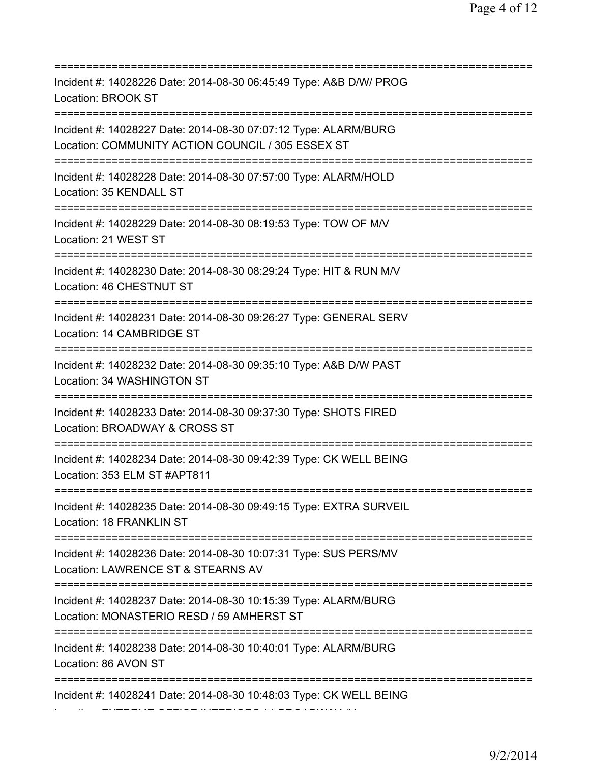===========================================================================
Incident #: 14028226 Date: 2014-08-30 06:45:49 Type: A&B D/W/ PROG
Location: BROOK ST
===========================================================================
Incident #: 14028227 Date: 2014-08-30 07:07:12 Type: ALARM/BURG
Location: COMMUNITY ACTION COUNCIL / 305 ESSEX ST
===========================================================================
Incident #: 14028228 Date: 2014-08-30 07:57:00 Type: ALARM/HOLD
Location: 35 KENDALL ST
===========================================================================
Incident #: 14028229 Date: 2014-08-30 08:19:53 Type: TOW OF M/V
Location: 21 WEST ST
===========================================================================
Incident #: 14028230 Date: 2014-08-30 08:29:24 Type: HIT & RUN M/V
Location: 46 CHESTNUT ST
===========================================================================
Incident #: 14028231 Date: 2014-08-30 09:26:27 Type: GENERAL SERV
Location: 14 CAMBRIDGE ST
===========================================================================
Incident #: 14028232 Date: 2014-08-30 09:35:10 Type: A&B D/W PAST
Location: 34 WASHINGTON ST
===========================================================================
Incident #: 14028233 Date: 2014-08-30 09:37:30 Type: SHOTS FIRED
Location: BROADWAY & CROSS ST
===========================================================================
Incident #: 14028234 Date: 2014-08-30 09:42:39 Type: CK WELL BEING
Location: 353 ELM ST #APT811
===========================================================================
Incident #: 14028235 Date: 2014-08-30 09:49:15 Type: EXTRA SURVEIL
Location: 18 FRANKLIN ST
===========================================================================
Incident #: 14028236 Date: 2014-08-30 10:07:31 Type: SUS PERS/MV
Location: LAWRENCE ST & STEARNS AV
===========================================================================
Incident #: 14028237 Date: 2014-08-30 10:15:39 Type: ALARM/BURG
Location: MONASTERIO RESD / 59 AMHERST ST
===========================================================================
Incident #: 14028238 Date: 2014-08-30 10:40:01 Type: ALARM/BURG
Location: 86 AVON ST
===========================================================================
Incident #: 14028241 Date: 2014-08-30 10:48:03 Type: CK WELL BEING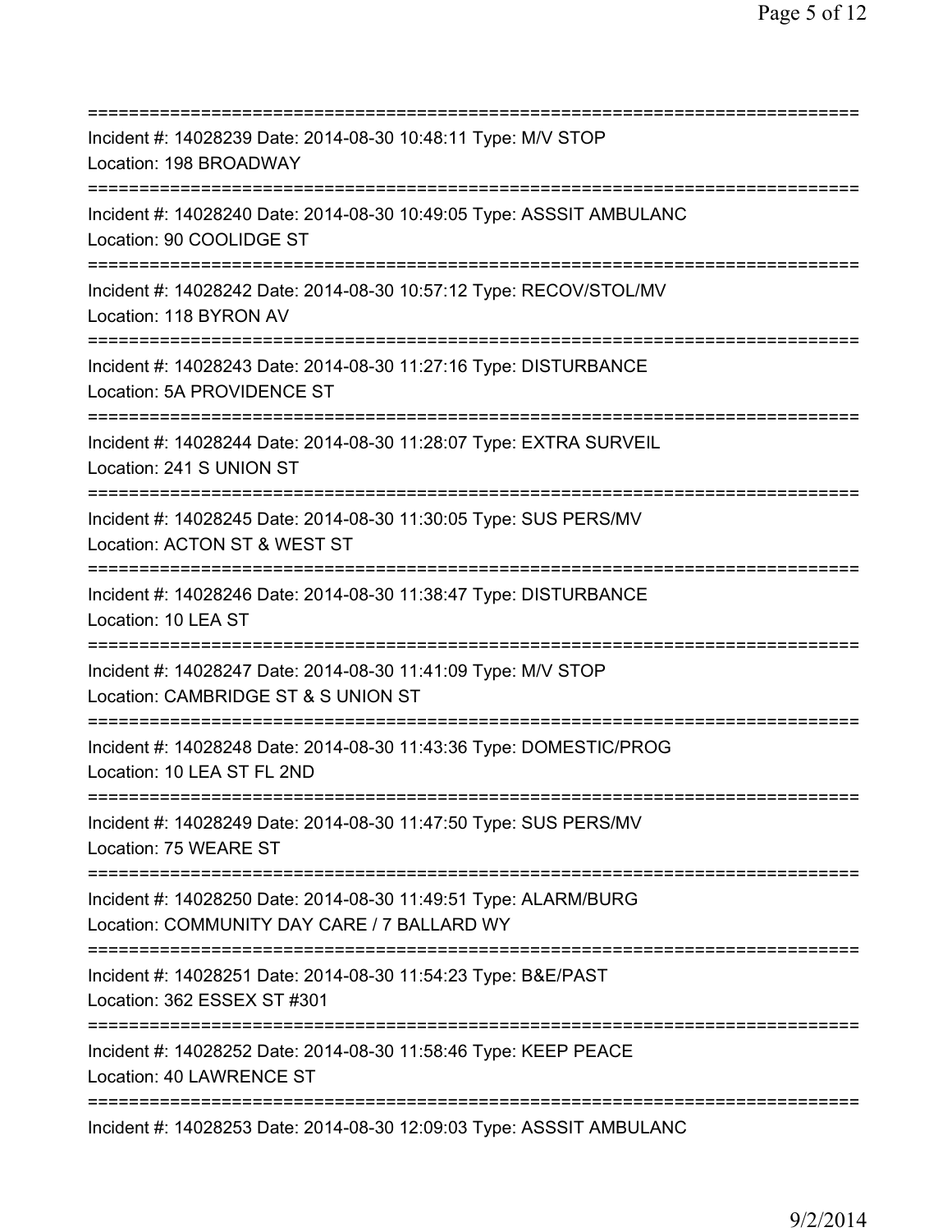===========================================================================
Incident #: 14028239 Date: 2014-08-30 10:48:11 Type: M/V STOP
Location: 198 BROADWAY
===========================================================================
Incident #: 14028240 Date: 2014-08-30 10:49:05 Type: ASSSIT AMBULANC
Location: 90 COOLIDGE ST
===========================================================================
Incident #: 14028242 Date: 2014-08-30 10:57:12 Type: RECOV/STOL/MV
Location: 118 BYRON AV
===========================================================================
Incident #: 14028243 Date: 2014-08-30 11:27:16 Type: DISTURBANCE
Location: 5A PROVIDENCE ST
===========================================================================
Incident #: 14028244 Date: 2014-08-30 11:28:07 Type: EXTRA SURVEIL
Location: 241 S UNION ST
===========================================================================
Incident #: 14028245 Date: 2014-08-30 11:30:05 Type: SUS PERS/MV
Location: ACTON ST & WEST ST
===========================================================================
Incident #: 14028246 Date: 2014-08-30 11:38:47 Type: DISTURBANCE
Location: 10 LEA ST
===========================================================================
Incident #: 14028247 Date: 2014-08-30 11:41:09 Type: M/V STOP
Location: CAMBRIDGE ST & S UNION ST
===========================================================================
Incident #: 14028248 Date: 2014-08-30 11:43:36 Type: DOMESTIC/PROG
Location: 10 LEA ST FL 2ND
===========================================================================
Incident #: 14028249 Date: 2014-08-30 11:47:50 Type: SUS PERS/MV
Location: 75 WEARE ST
===========================================================================
Incident #: 14028250 Date: 2014-08-30 11:49:51 Type: ALARM/BURG
Location: COMMUNITY DAY CARE / 7 BALLARD WY
===========================================================================
Incident #: 14028251 Date: 2014-08-30 11:54:23 Type: B&E/PAST
Location: 362 ESSEX ST #301
===========================================================================
Incident #: 14028252 Date: 2014-08-30 11:58:46 Type: KEEP PEACE
Location: 40 LAWRENCE ST
===========================================================================
Incident #: 14028253 Date: 2014-08-30 12:09:03 Type: ASSSIT AMBULANC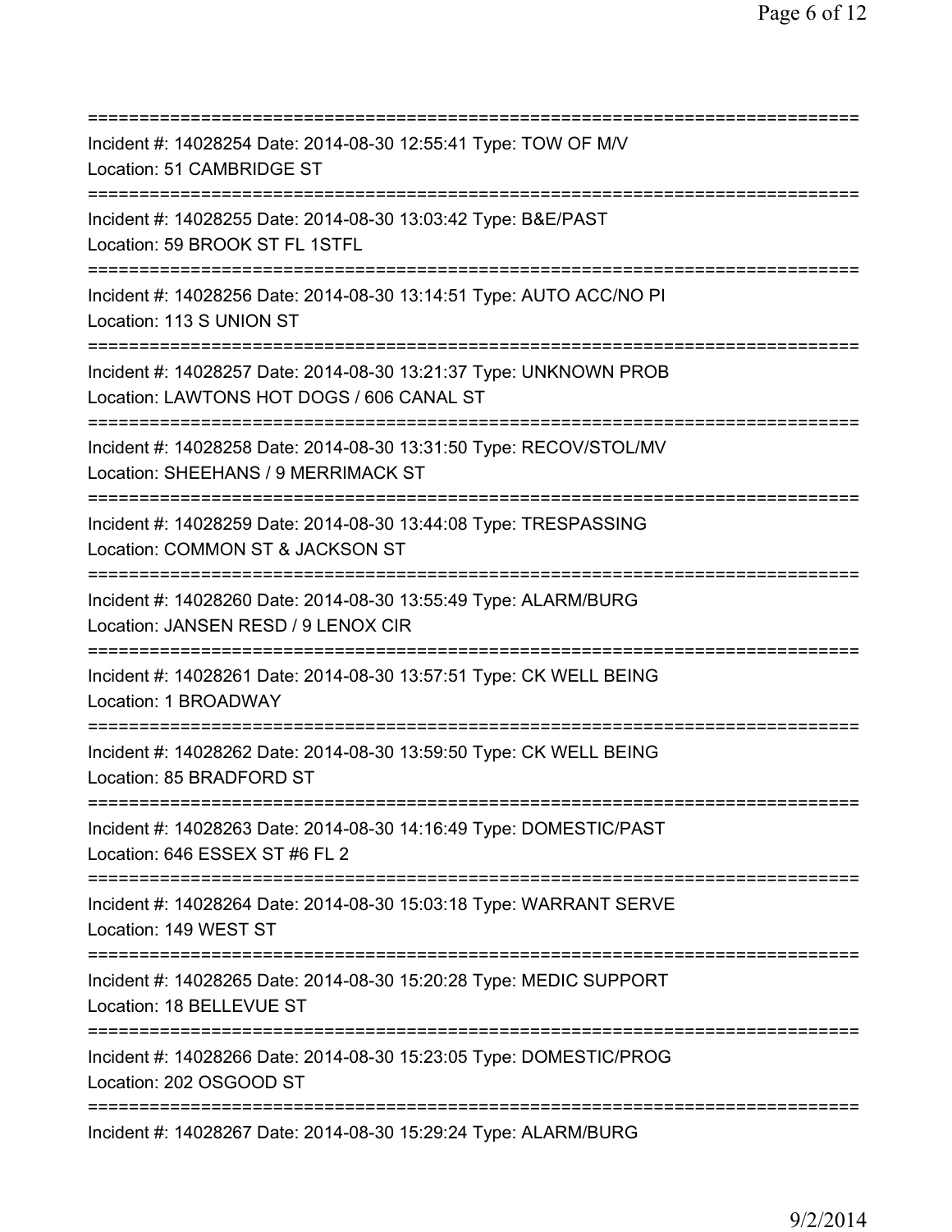===========================================================================
Incident #: 14028254 Date: 2014-08-30 12:55:41 Type: TOW OF M/V
Location: 51 CAMBRIDGE ST
===========================================================================
Incident #: 14028255 Date: 2014-08-30 13:03:42 Type: B&E/PAST
Location: 59 BROOK ST FL 1STFL
===========================================================================
Incident #: 14028256 Date: 2014-08-30 13:14:51 Type: AUTO ACC/NO PI
Location: 113 S UNION ST
===========================================================================
Incident #: 14028257 Date: 2014-08-30 13:21:37 Type: UNKNOWN PROB
Location: LAWTONS HOT DOGS / 606 CANAL ST
===========================================================================
Incident #: 14028258 Date: 2014-08-30 13:31:50 Type: RECOV/STOL/MV
Location: SHEEHANS / 9 MERRIMACK ST
===========================================================================
Incident #: 14028259 Date: 2014-08-30 13:44:08 Type: TRESPASSING
Location: COMMON ST & JACKSON ST
===========================================================================
Incident #: 14028260 Date: 2014-08-30 13:55:49 Type: ALARM/BURG
Location: JANSEN RESD / 9 LENOX CIR
===========================================================================
Incident #: 14028261 Date: 2014-08-30 13:57:51 Type: CK WELL BEING
Location: 1 BROADWAY
===========================================================================
Incident #: 14028262 Date: 2014-08-30 13:59:50 Type: CK WELL BEING
Location: 85 BRADFORD ST
===========================================================================
Incident #: 14028263 Date: 2014-08-30 14:16:49 Type: DOMESTIC/PAST
Location: 646 ESSEX ST #6 FL 2
===========================================================================
Incident #: 14028264 Date: 2014-08-30 15:03:18 Type: WARRANT SERVE
Location: 149 WEST ST
===========================================================================
Incident #: 14028265 Date: 2014-08-30 15:20:28 Type: MEDIC SUPPORT
Location: 18 BELLEVUE ST
===========================================================================
Incident #: 14028266 Date: 2014-08-30 15:23:05 Type: DOMESTIC/PROG
Location: 202 OSGOOD ST
===========================================================================
Incident #: 14028267 Date: 2014-08-30 15:29:24 Type: ALARM/BURG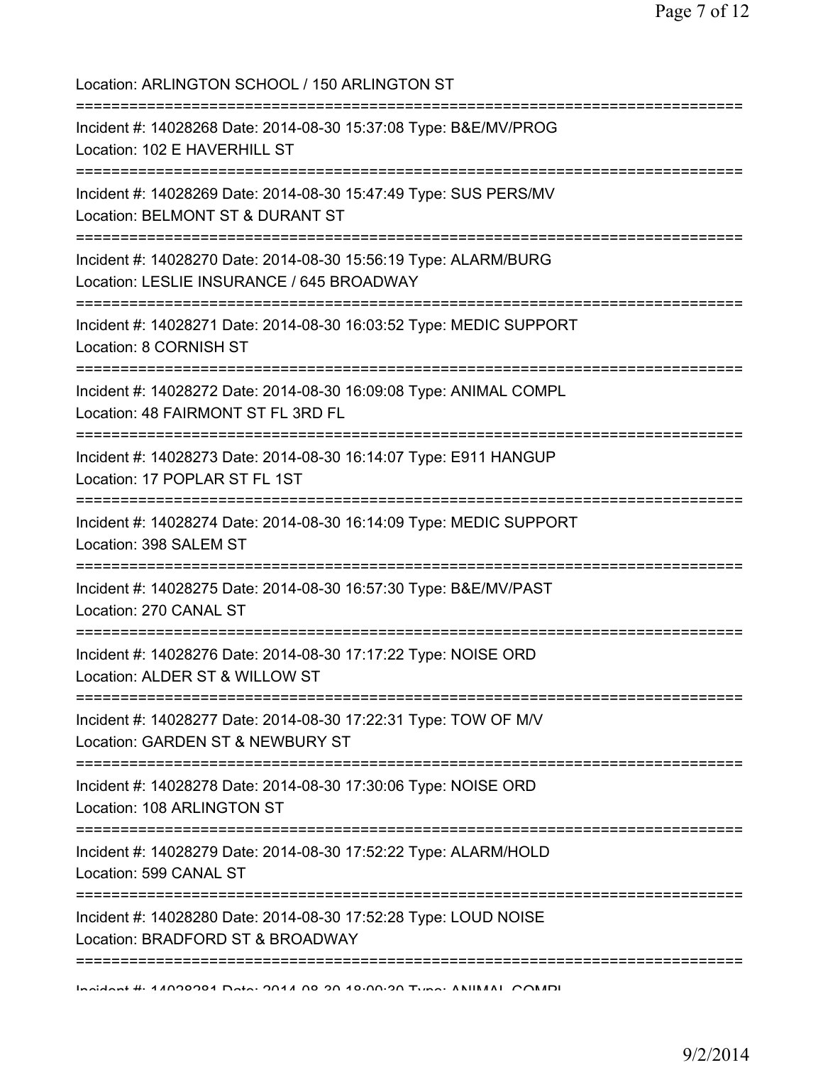Location: ARLINGTON SCHOOL / 150 ARLINGTON ST

===========================================================================

Incident #: 14028268 Date: 2014-08-30 15:37:08 Type: B&E/MV/PROG

Location: 102 E HAVERHILL ST

===========================================================================

Incident #: 14028269 Date: 2014-08-30 15:47:49 Type: SUS PERS/MV

Location: BELMONT ST & DURANT ST

===========================================================================

Incident #: 14028270 Date: 2014-08-30 15:56:19 Type: ALARM/BURG

Location: LESLIE INSURANCE / 645 BROADWAY

===========================================================================

Incident #: 14028271 Date: 2014-08-30 16:03:52 Type: MEDIC SUPPORT

Location: 8 CORNISH ST

===========================================================================

Incident #: 14028272 Date: 2014-08-30 16:09:08 Type: ANIMAL COMPL

Location: 48 FAIRMONT ST FL 3RD FL

===========================================================================

Incident #: 14028273 Date: 2014-08-30 16:14:07 Type: E911 HANGUP

Location: 17 POPLAR ST FL 1ST

===========================================================================

Incident #: 14028274 Date: 2014-08-30 16:14:09 Type: MEDIC SUPPORT

Location: 398 SALEM ST

===========================================================================

Incident #: 14028275 Date: 2014-08-30 16:57:30 Type: B&E/MV/PAST

Location: 270 CANAL ST

===========================================================================

Incident #: 14028276 Date: 2014-08-30 17:17:22 Type: NOISE ORD

Location: ALDER ST & WILLOW ST

===========================================================================

Incident #: 14028277 Date: 2014-08-30 17:22:31 Type: TOW OF M/V

Location: GARDEN ST & NEWBURY ST

===========================================================================

Incident #: 14028278 Date: 2014-08-30 17:30:06 Type: NOISE ORD

Location: 108 ARLINGTON ST

===========================================================================

Incident #: 14028279 Date: 2014-08-30 17:52:22 Type: ALARM/HOLD

Location: 599 CANAL ST

===========================================================================

Incident #: 14028280 Date: 2014-08-30 17:52:28 Type: LOUD NOISE

Location: BRADFORD ST & BROADWAY

===========================================================================

Incident #: 14028281 Date: 2014-08-30 18:00:30 Type: ANIMAL COMPL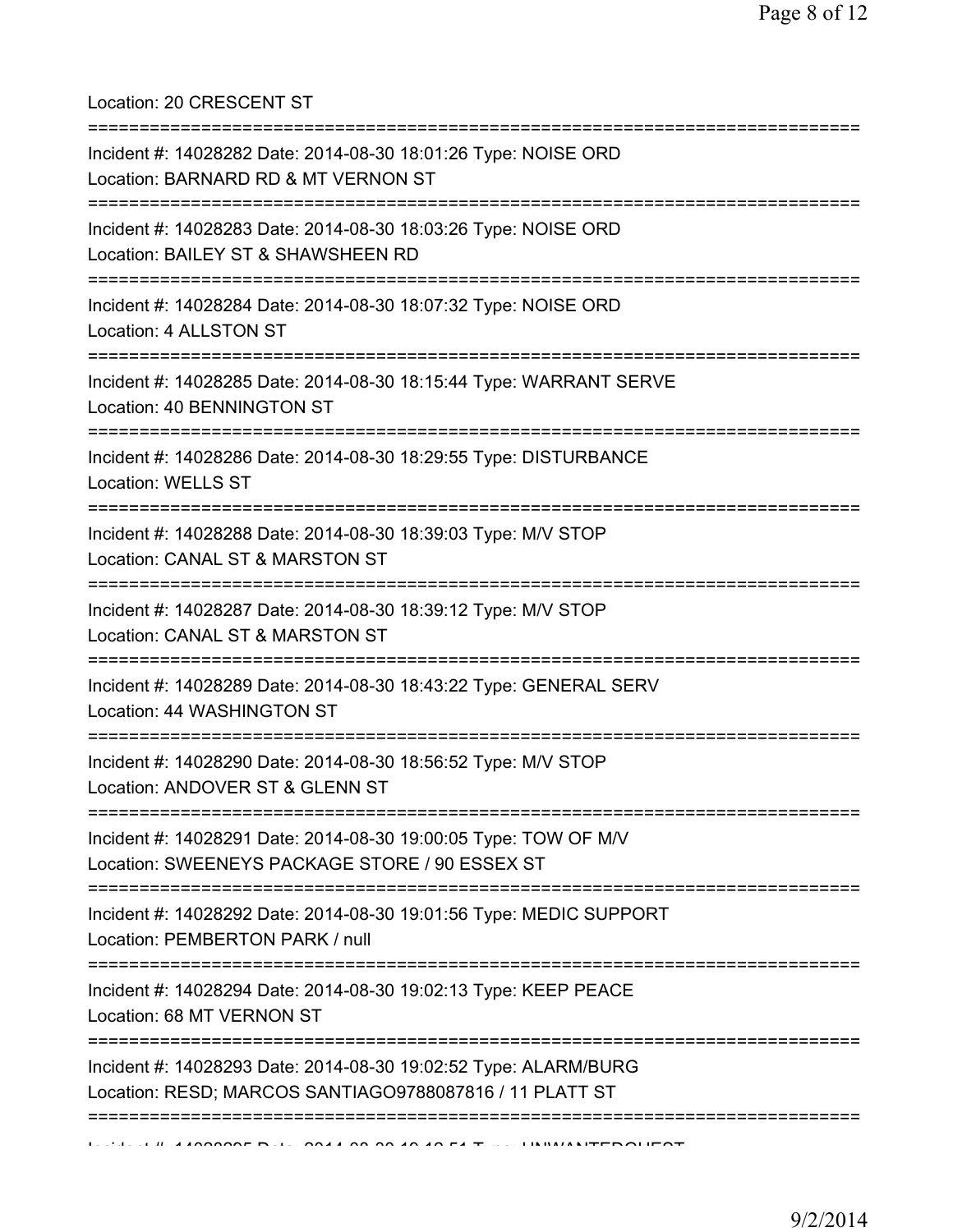Location: 20 CRESCENT ST

===========================================================================

Incident #: 14028282 Date: 2014-08-30 18:01:26 Type: NOISE ORD
Location: BARNARD RD & MT VERNON ST

===========================================================================

Incident #: 14028283 Date: 2014-08-30 18:03:26 Type: NOISE ORD
Location: BAILEY ST & SHAWSHEEN RD

===========================================================================

Incident #: 14028284 Date: 2014-08-30 18:07:32 Type: NOISE ORD
Location: 4 ALLSTON ST

===========================================================================

Incident #: 14028285 Date: 2014-08-30 18:15:44 Type: WARRANT SERVE
Location: 40 BENNINGTON ST

===========================================================================

Incident #: 14028286 Date: 2014-08-30 18:29:55 Type: DISTURBANCE
Location: WELLS ST

===========================================================================

Incident #: 14028288 Date: 2014-08-30 18:39:03 Type: M/V STOP
Location: CANAL ST & MARSTON ST

===========================================================================

Incident #: 14028287 Date: 2014-08-30 18:39:12 Type: M/V STOP
Location: CANAL ST & MARSTON ST

===========================================================================

Incident #: 14028289 Date: 2014-08-30 18:43:22 Type: GENERAL SERV
Location: 44 WASHINGTON ST

===========================================================================

Incident #: 14028290 Date: 2014-08-30 18:56:52 Type: M/V STOP
Location: ANDOVER ST & GLENN ST

===========================================================================

Incident #: 14028291 Date: 2014-08-30 19:00:05 Type: TOW OF M/V
Location: SWEENEYS PACKAGE STORE / 90 ESSEX ST

===========================================================================

Incident #: 14028292 Date: 2014-08-30 19:01:56 Type: MEDIC SUPPORT
Location: PEMBERTON PARK / null

===========================================================================

Incident #: 14028294 Date: 2014-08-30 19:02:13 Type: KEEP PEACE
Location: 68 MT VERNON ST

===========================================================================

Incident #: 14028293 Date: 2014-08-30 19:02:52 Type: ALARM/BURG
Location: RESD; MARCOS SANTIAGO9788087816 / 11 PLATT ST

===========================================================================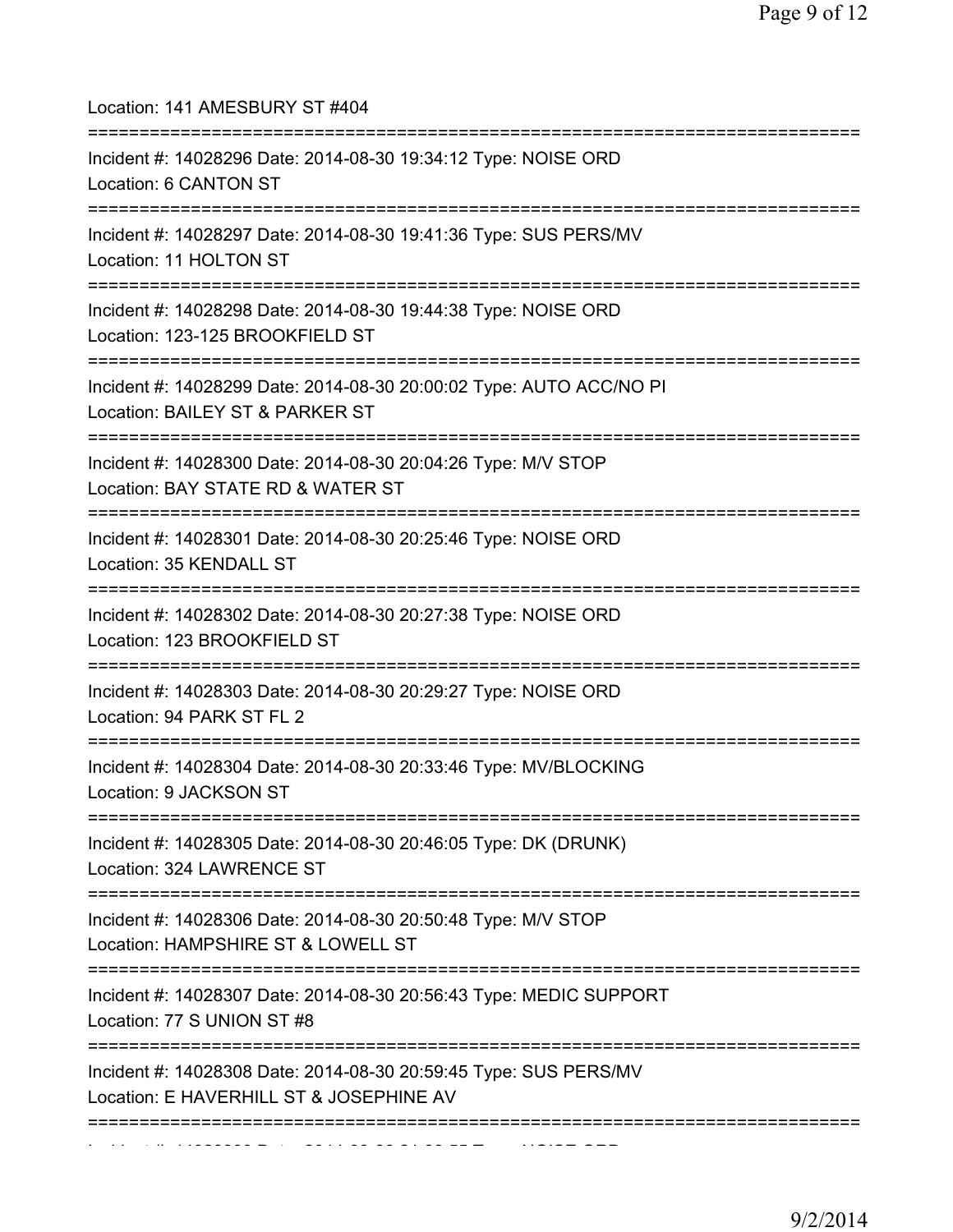Location: 141 AMESBURY ST #404

===========================================================================

Incident #: 14028296 Date: 2014-08-30 19:34:12 Type: NOISE ORD

Location: 6 CANTON ST

===========================================================================

Incident #: 14028297 Date: 2014-08-30 19:41:36 Type: SUS PERS/MV

Location: 11 HOLTON ST

===========================================================================

Incident #: 14028298 Date: 2014-08-30 19:44:38 Type: NOISE ORD

Location: 123-125 BROOKFIELD ST

===========================================================================

Incident #: 14028299 Date: 2014-08-30 20:00:02 Type: AUTO ACC/NO PI

Location: BAILEY ST & PARKER ST

===========================================================================

Incident #: 14028300 Date: 2014-08-30 20:04:26 Type: M/V STOP

Location: BAY STATE RD & WATER ST

===========================================================================

Incident #: 14028301 Date: 2014-08-30 20:25:46 Type: NOISE ORD

Location: 35 KENDALL ST

===========================================================================

Incident #: 14028302 Date: 2014-08-30 20:27:38 Type: NOISE ORD

Location: 123 BROOKFIELD ST

===========================================================================

Incident #: 14028303 Date: 2014-08-30 20:29:27 Type: NOISE ORD

Location: 94 PARK ST FL 2

===========================================================================

Incident #: 14028304 Date: 2014-08-30 20:33:46 Type: MV/BLOCKING

Location: 9 JACKSON ST

===========================================================================

Incident #: 14028305 Date: 2014-08-30 20:46:05 Type: DK (DRUNK)

Location: 324 LAWRENCE ST

===========================================================================

Incident #: 14028306 Date: 2014-08-30 20:50:48 Type: M/V STOP

Location: HAMPSHIRE ST & LOWELL ST

===========================================================================

Incident #: 14028307 Date: 2014-08-30 20:56:43 Type: MEDIC SUPPORT

Location: 77 S UNION ST #8

===========================================================================

Incident #: 14028308 Date: 2014-08-30 20:59:45 Type: SUS PERS/MV

Location: E HAVERHILL ST & JOSEPHINE AV

===========================================================================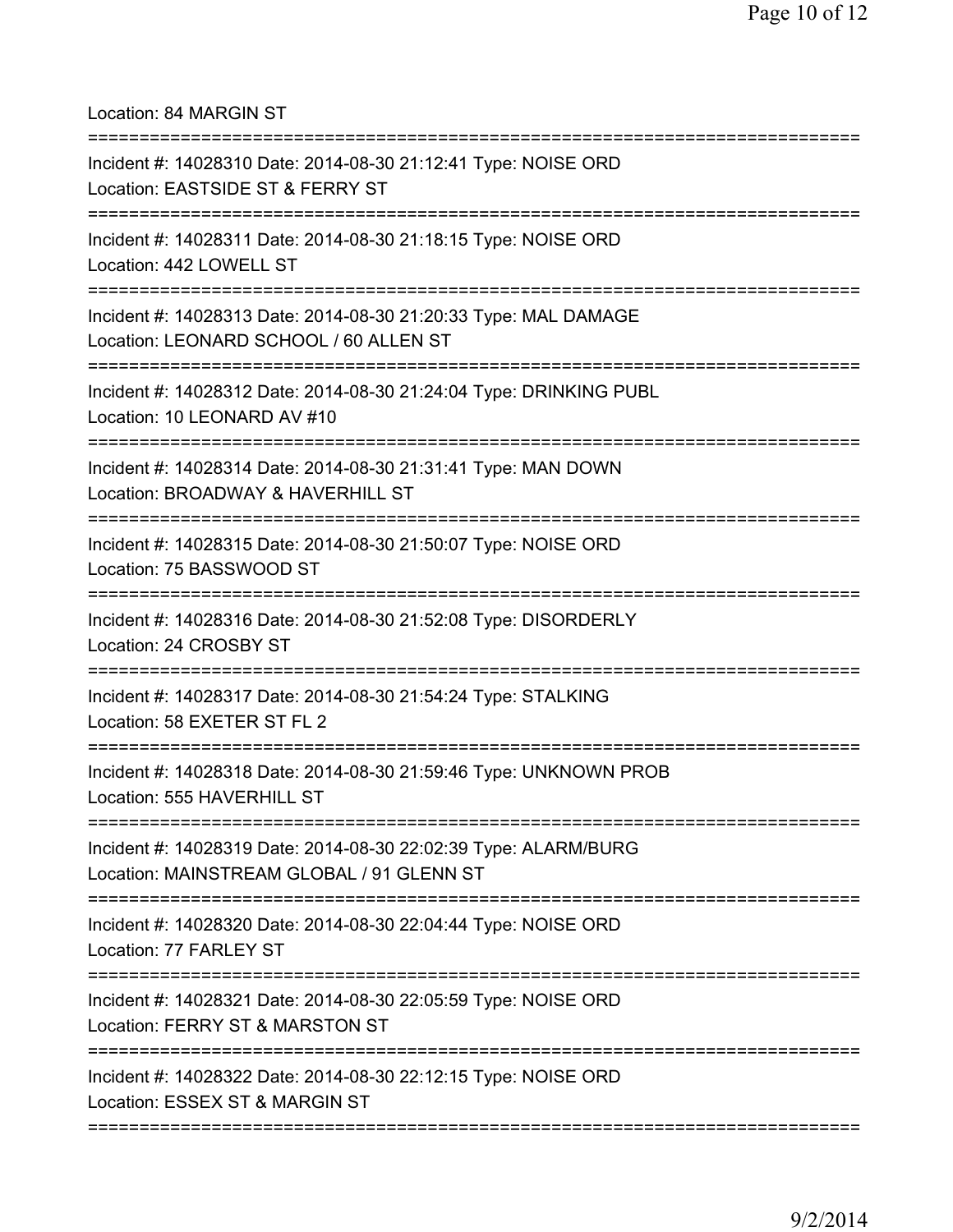Location: 84 MARGIN ST

===========================================================================

Incident #: 14028310 Date: 2014-08-30 21:12:41 Type: NOISE ORD
Location: EASTSIDE ST & FERRY ST

===========================================================================

Incident #: 14028311 Date: 2014-08-30 21:18:15 Type: NOISE ORD
Location: 442 LOWELL ST

===========================================================================

Incident #: 14028313 Date: 2014-08-30 21:20:33 Type: MAL DAMAGE
Location: LEONARD SCHOOL / 60 ALLEN ST

===========================================================================

Incident #: 14028312 Date: 2014-08-30 21:24:04 Type: DRINKING PUBL
Location: 10 LEONARD AV #10

===========================================================================

Incident #: 14028314 Date: 2014-08-30 21:31:41 Type: MAN DOWN
Location: BROADWAY & HAVERHILL ST

===========================================================================

Incident #: 14028315 Date: 2014-08-30 21:50:07 Type: NOISE ORD
Location: 75 BASSWOOD ST

===========================================================================

Incident #: 14028316 Date: 2014-08-30 21:52:08 Type: DISORDERLY
Location: 24 CROSBY ST

===========================================================================

Incident #: 14028317 Date: 2014-08-30 21:54:24 Type: STALKING
Location: 58 EXETER ST FL 2

===========================================================================

Incident #: 14028318 Date: 2014-08-30 21:59:46 Type: UNKNOWN PROB
Location: 555 HAVERHILL ST

===========================================================================

Incident #: 14028319 Date: 2014-08-30 22:02:39 Type: ALARM/BURG
Location: MAINSTREAM GLOBAL / 91 GLENN ST

===========================================================================

Incident #: 14028320 Date: 2014-08-30 22:04:44 Type: NOISE ORD
Location: 77 FARLEY ST

===========================================================================

Incident #: 14028321 Date: 2014-08-30 22:05:59 Type: NOISE ORD
Location: FERRY ST & MARSTON ST

===========================================================================

Incident #: 14028322 Date: 2014-08-30 22:12:15 Type: NOISE ORD
Location: ESSEX ST & MARGIN ST

===========================================================================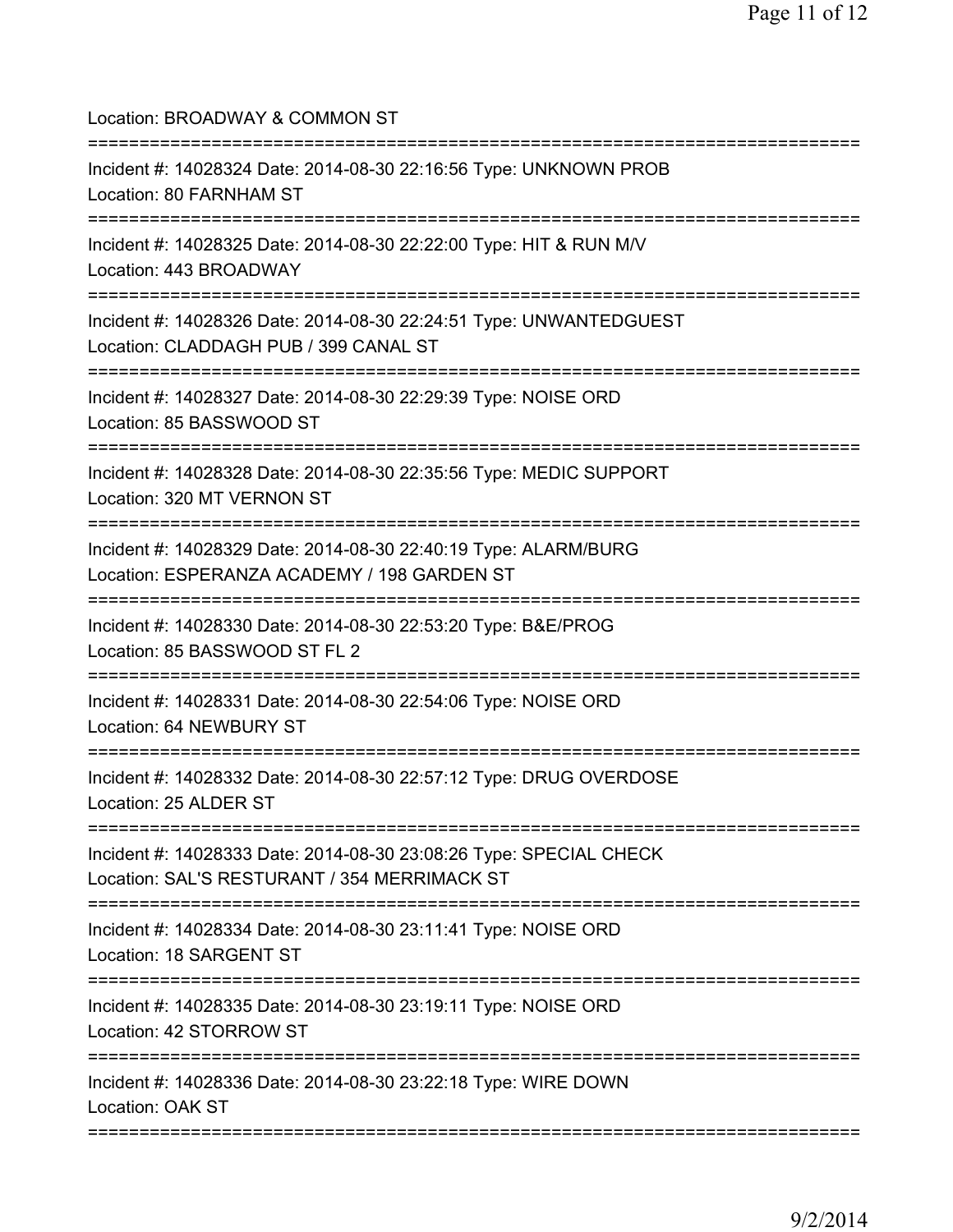Location: BROADWAY & COMMON ST

===========================================================================

Incident #: 14028324 Date: 2014-08-30 22:16:56 Type: UNKNOWN PROB
Location: 80 FARNHAM ST

===========================================================================

Incident #: 14028325 Date: 2014-08-30 22:22:00 Type: HIT & RUN M/V
Location: 443 BROADWAY

===========================================================================

Incident #: 14028326 Date: 2014-08-30 22:24:51 Type: UNWANTEDGUEST
Location: CLADDAGH PUB / 399 CANAL ST

===========================================================================

Incident #: 14028327 Date: 2014-08-30 22:29:39 Type: NOISE ORD
Location: 85 BASSWOOD ST

===========================================================================

Incident #: 14028328 Date: 2014-08-30 22:35:56 Type: MEDIC SUPPORT
Location: 320 MT VERNON ST

===========================================================================

Incident #: 14028329 Date: 2014-08-30 22:40:19 Type: ALARM/BURG
Location: ESPERANZA ACADEMY / 198 GARDEN ST

===========================================================================

Incident #: 14028330 Date: 2014-08-30 22:53:20 Type: B&E/PROG
Location: 85 BASSWOOD ST FL 2

===========================================================================

Incident #: 14028331 Date: 2014-08-30 22:54:06 Type: NOISE ORD
Location: 64 NEWBURY ST

===========================================================================

Incident #: 14028332 Date: 2014-08-30 22:57:12 Type: DRUG OVERDOSE
Location: 25 ALDER ST

===========================================================================

Incident #: 14028333 Date: 2014-08-30 23:08:26 Type: SPECIAL CHECK
Location: SAL'S RESTURANT / 354 MERRIMACK ST

===========================================================================

Incident #: 14028334 Date: 2014-08-30 23:11:41 Type: NOISE ORD
Location: 18 SARGENT ST

===========================================================================

Incident #: 14028335 Date: 2014-08-30 23:19:11 Type: NOISE ORD
Location: 42 STORROW ST

===========================================================================

Incident #: 14028336 Date: 2014-08-30 23:22:18 Type: WIRE DOWN
Location: OAK ST

===========================================================================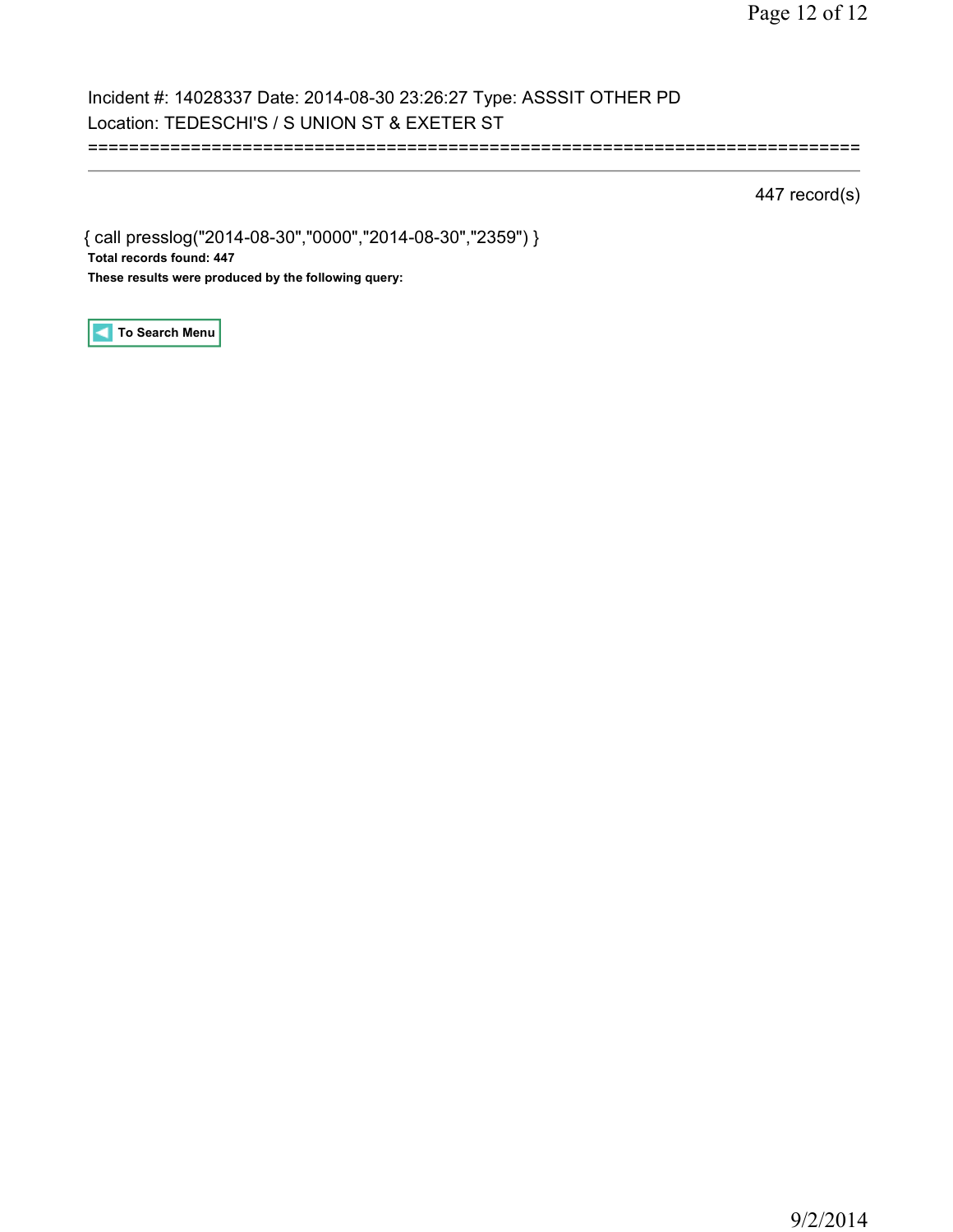Incident #: 14028337 Date: 2014-08-30 23:26:27 Type: ASSSIT OTHER PD
Location: TEDESCHI'S / S UNION ST & EXETER ST
==========================================================================

---

447 record(s)

{ call presslog("2014-08-30","0000","2014-08-30","2359") }

**Total records found: 447**

**These results were produced by the following query:**

**To Search Menu**